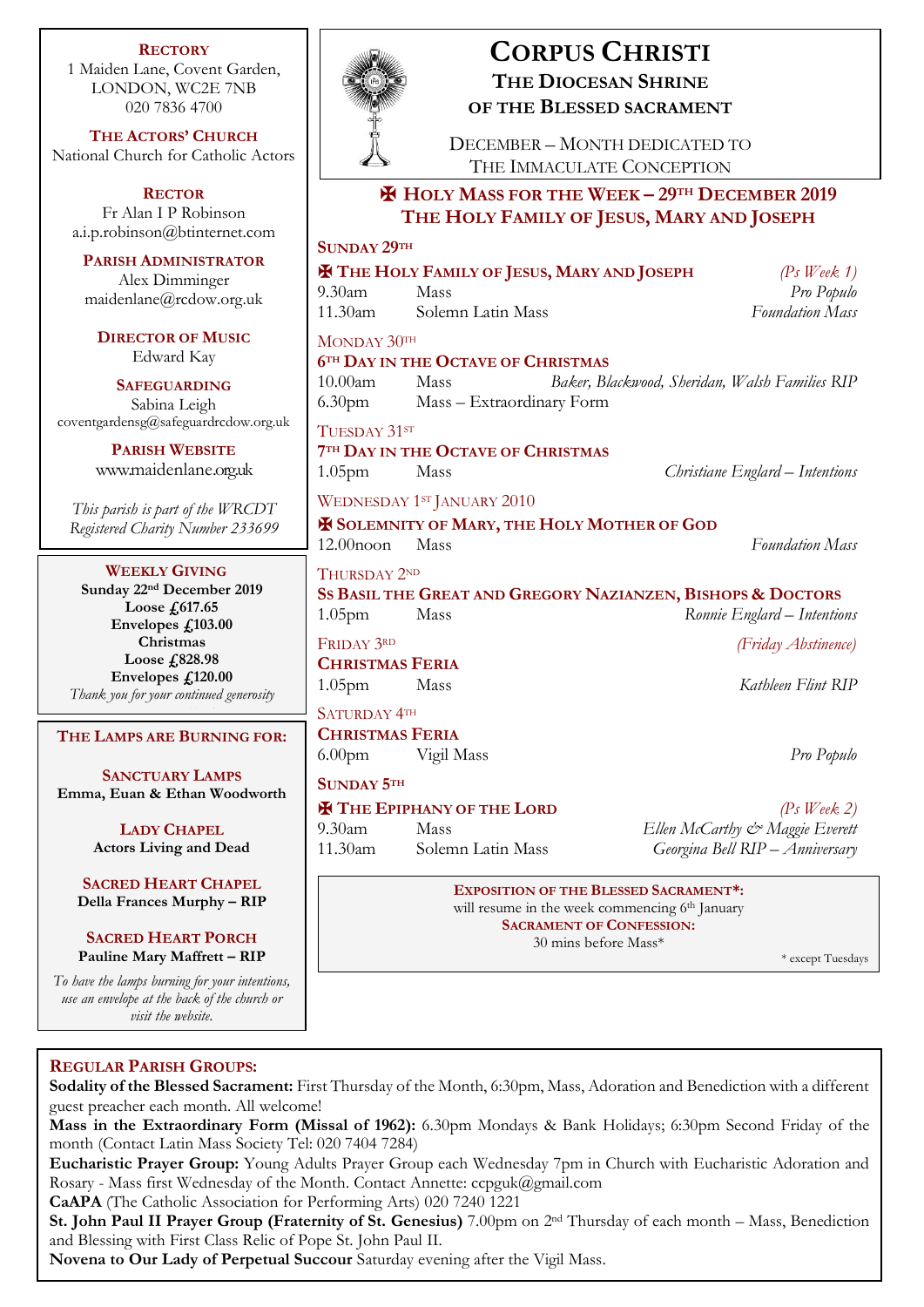# CORPUS CHRISTI
## THE DIOCESAN SHRINE OF THE BLESSED SACRAMENT

DECEMBER – MONTH DEDICATED TO THE IMMACULATE CONCEPTION

**RECTORY**
1 Maiden Lane, Covent Garden,
LONDON, WC2E 7NB
020 7836 4700

**THE ACTORS' CHURCH**
National Church for Catholic Actors

**RECTOR**
Fr Alan I P Robinson
a.i.p.robinson@btinternet.com

**PARISH ADMINISTRATOR**
Alex Dimminger
maidenlane@rcdow.org.uk

**DIRECTOR OF MUSIC**
Edward Kay

**SAFEGUARDING**
Sabina Leigh
coventgardensg@safeguardrcdow.org.uk

**PARISH WEBSITE**
www.maidenlane.org.uk

*This parish is part of the WRCDT Registered Charity Number 233699*

**WEEKLY GIVING**
**Sunday 22nd December 2019**
**Loose £617.65**
**Envelopes £103.00**
**Christmas**
**Loose £828.98**
**Envelopes £120.00**
*Thank you for your continued generosity*

**THE LAMPS ARE BURNING FOR:**

**SANCTUARY LAMPS**
**Emma, Euan & Ethan Woodworth**

**LADY CHAPEL**
**Actors Living and Dead**

**SACRED HEART CHAPEL**
**Della Frances Murphy – RIP**

**SACRED HEART PORCH**
**Pauline Mary Maffrett – RIP**

*To have the lamps burning for your intentions, use an envelope at the back of the church or visit the website.*

## ✠ HOLY MASS FOR THE WEEK – 29TH DECEMBER 2019
## THE HOLY FAMILY OF JESUS, MARY AND JOSEPH

**SUNDAY 29TH**
**✠ THE HOLY FAMILY OF JESUS, MARY AND JOSEPH** *(Ps Week 1)*
9.30am Mass *Pro Populo*
11.30am Solemn Latin Mass *Foundation Mass*

MONDAY 30TH
**6TH DAY IN THE OCTAVE OF CHRISTMAS**
10.00am Mass *Baker, Blackwood, Sheridan, Walsh Families RIP*
6.30pm Mass – Extraordinary Form

TUESDAY 31ST
**7TH DAY IN THE OCTAVE OF CHRISTMAS**
1.05pm Mass *Christiane Englard – Intentions*

WEDNESDAY 1ST JANUARY 2010
**✠ SOLEMNITY OF MARY, THE HOLY MOTHER OF GOD**
12.00noon Mass *Foundation Mass*

THURSDAY 2ND
**SS BASIL THE GREAT AND GREGORY NAZIANZEN, BISHOPS & DOCTORS**
1.05pm Mass *Ronnie Englard – Intentions*

FRIDAY 3RD *(Friday Abstinence)*
**CHRISTMAS FERIA**
1.05pm Mass *Kathleen Flint RIP*

SATURDAY 4TH
**CHRISTMAS FERIA**
6.00pm Vigil Mass *Pro Populo*

**SUNDAY 5TH**
**✠ THE EPIPHANY OF THE LORD** *(Ps Week 2)*
9.30am Mass *Ellen McCarthy & Maggie Everett*
11.30am Solemn Latin Mass *Georgina Bell RIP – Anniversary*

**EXPOSITION OF THE BLESSED SACRAMENT\*:**
will resume in the week commencing 6th January
**SACRAMENT OF CONFESSION:**
30 mins before Mass*
\* except Tuesdays

**REGULAR PARISH GROUPS:**
**Sodality of the Blessed Sacrament:** First Thursday of the Month, 6:30pm, Mass, Adoration and Benediction with a different guest preacher each month. All welcome!
**Mass in the Extraordinary Form (Missal of 1962):** 6.30pm Mondays & Bank Holidays; 6:30pm Second Friday of the month (Contact Latin Mass Society Tel: 020 7404 7284)
**Eucharistic Prayer Group:** Young Adults Prayer Group each Wednesday 7pm in Church with Eucharistic Adoration and Rosary - Mass first Wednesday of the Month. Contact Annette: ccpguk@gmail.com
**CaAPA** (The Catholic Association for Performing Arts) 020 7240 1221
**St. John Paul II Prayer Group (Fraternity of St. Genesius)** 7.00pm on 2nd Thursday of each month – Mass, Benediction and Blessing with First Class Relic of Pope St. John Paul II.
**Novena to Our Lady of Perpetual Succour** Saturday evening after the Vigil Mass.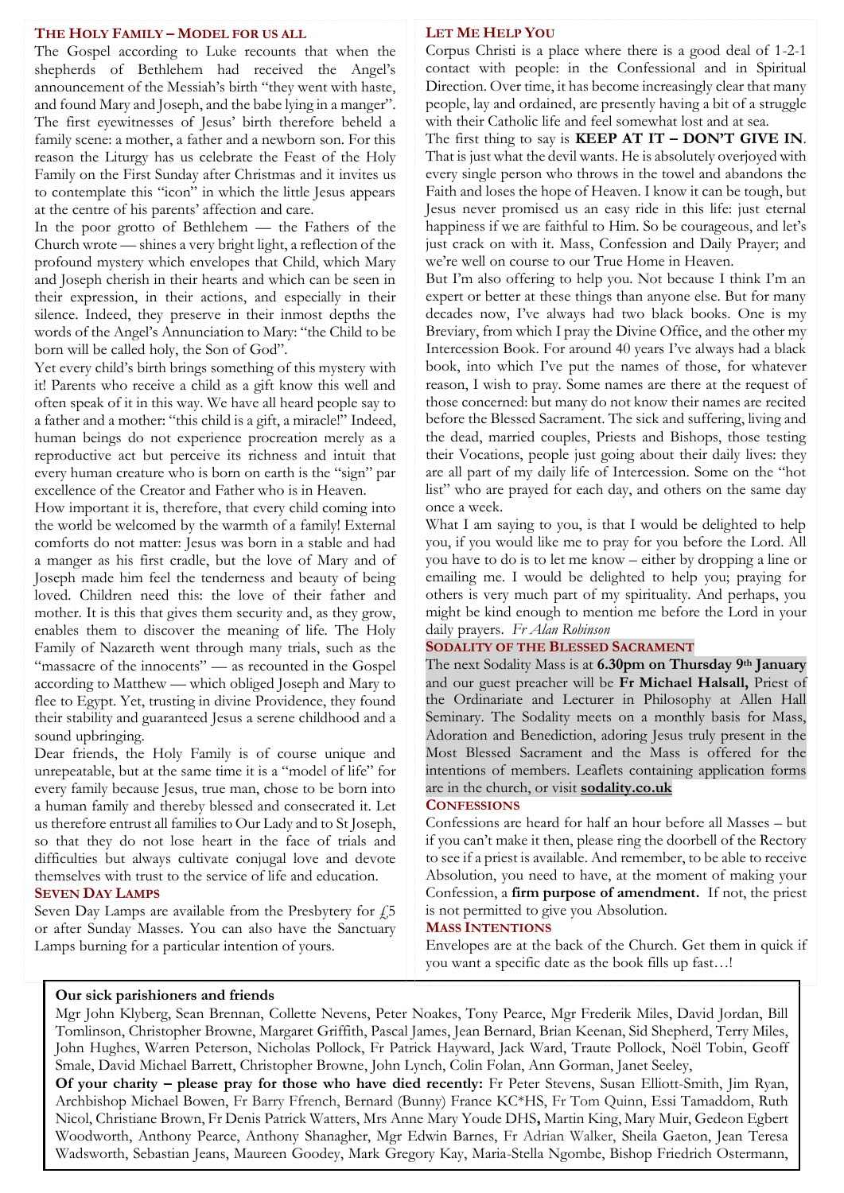## THE HOLY FAMILY – MODEL FOR US ALL

The Gospel according to Luke recounts that when the shepherds of Bethlehem had received the Angel's announcement of the Messiah's birth "they went with haste, and found Mary and Joseph, and the babe lying in a manger". The first eyewitnesses of Jesus' birth therefore beheld a family scene: a mother, a father and a newborn son. For this reason the Liturgy has us celebrate the Feast of the Holy Family on the First Sunday after Christmas and it invites us to contemplate this "icon" in which the little Jesus appears at the centre of his parents' affection and care.

In the poor grotto of Bethlehem — the Fathers of the Church wrote — shines a very bright light, a reflection of the profound mystery which envelopes that Child, which Mary and Joseph cherish in their hearts and which can be seen in their expression, in their actions, and especially in their silence. Indeed, they preserve in their inmost depths the words of the Angel's Annunciation to Mary: "the Child to be born will be called holy, the Son of God".

Yet every child's birth brings something of this mystery with it! Parents who receive a child as a gift know this well and often speak of it in this way. We have all heard people say to a father and a mother: "this child is a gift, a miracle!" Indeed, human beings do not experience procreation merely as a reproductive act but perceive its richness and intuit that every human creature who is born on earth is the "sign" par excellence of the Creator and Father who is in Heaven.

How important it is, therefore, that every child coming into the world be welcomed by the warmth of a family! External comforts do not matter: Jesus was born in a stable and had a manger as his first cradle, but the love of Mary and of Joseph made him feel the tenderness and beauty of being loved. Children need this: the love of their father and mother. It is this that gives them security and, as they grow, enables them to discover the meaning of life. The Holy Family of Nazareth went through many trials, such as the "massacre of the innocents" — as recounted in the Gospel according to Matthew — which obliged Joseph and Mary to flee to Egypt. Yet, trusting in divine Providence, they found their stability and guaranteed Jesus a serene childhood and a sound upbringing.

Dear friends, the Holy Family is of course unique and unrepeatable, but at the same time it is a "model of life" for every family because Jesus, true man, chose to be born into a human family and thereby blessed and consecrated it. Let us therefore entrust all families to Our Lady and to St Joseph, so that they do not lose heart in the face of trials and difficulties but always cultivate conjugal love and devote themselves with trust to the service of life and education.

## SEVEN DAY LAMPS

Seven Day Lamps are available from the Presbytery for £5 or after Sunday Masses. You can also have the Sanctuary Lamps burning for a particular intention of yours.

## LET ME HELP YOU

Corpus Christi is a place where there is a good deal of 1-2-1 contact with people: in the Confessional and in Spiritual Direction. Over time, it has become increasingly clear that many people, lay and ordained, are presently having a bit of a struggle with their Catholic life and feel somewhat lost and at sea.

The first thing to say is **KEEP AT IT – DON'T GIVE IN**. That is just what the devil wants. He is absolutely overjoyed with every single person who throws in the towel and abandons the Faith and loses the hope of Heaven. I know it can be tough, but Jesus never promised us an easy ride in this life: just eternal happiness if we are faithful to Him. So be courageous, and let's just crack on with it. Mass, Confession and Daily Prayer; and we're well on course to our True Home in Heaven.

But I'm also offering to help you. Not because I think I'm an expert or better at these things than anyone else. But for many decades now, I've always had two black books. One is my Breviary, from which I pray the Divine Office, and the other my Intercession Book. For around 40 years I've always had a black book, into which I've put the names of those, for whatever reason, I wish to pray. Some names are there at the request of those concerned: but many do not know their names are recited before the Blessed Sacrament. The sick and suffering, living and the dead, married couples, Priests and Bishops, those testing their Vocations, people just going about their daily lives: they are all part of my daily life of Intercession. Some on the "hot list" who are prayed for each day, and others on the same day once a week.

What I am saying to you, is that I would be delighted to help you, if you would like me to pray for you before the Lord. All you have to do is to let me know – either by dropping a line or emailing me. I would be delighted to help you; praying for others is very much part of my spirituality. And perhaps, you might be kind enough to mention me before the Lord in your daily prayers. *Fr Alan Robinson*

## SODALITY OF THE BLESSED SACRAMENT

The next Sodality Mass is at **6.30pm on Thursday 9th January** and our guest preacher will be **Fr Michael Halsall,** Priest of the Ordinariate and Lecturer in Philosophy at Allen Hall Seminary. The Sodality meets on a monthly basis for Mass, Adoration and Benediction, adoring Jesus truly present in the Most Blessed Sacrament and the Mass is offered for the intentions of members. Leaflets containing application forms are in the church, or visit **sodality.co.uk**

## CONFESSIONS

Confessions are heard for half an hour before all Masses – but if you can't make it then, please ring the doorbell of the Rectory to see if a priest is available. And remember, to be able to receive Absolution, you need to have, at the moment of making your Confession, a **firm purpose of amendment.** If not, the priest is not permitted to give you Absolution.

## MASS INTENTIONS

Envelopes are at the back of the Church. Get them in quick if you want a specific date as the book fills up fast…!

**Our sick parishioners and friends**

Mgr John Klyberg, Sean Brennan, Collette Nevens, Peter Noakes, Tony Pearce, Mgr Frederik Miles, David Jordan, Bill Tomlinson, Christopher Browne, Margaret Griffith, Pascal James, Jean Bernard, Brian Keenan, Sid Shepherd, Terry Miles, John Hughes, Warren Peterson, Nicholas Pollock, Fr Patrick Hayward, Jack Ward, Traute Pollock, Noël Tobin, Geoff Smale, David Michael Barrett, Christopher Browne, John Lynch, Colin Folan, Ann Gorman, Janet Seeley,

**Of your charity – please pray for those who have died recently:** Fr Peter Stevens, Susan Elliott-Smith, Jim Ryan, Archbishop Michael Bowen, Fr Barry Ffrench, Bernard (Bunny) France KC*HS, Fr Tom Quinn, Essi Tamaddom, Ruth Nicol, Christiane Brown, Fr Denis Patrick Watters, Mrs Anne Mary Youde DHS**,** Martin King, Mary Muir, Gedeon Egbert Woodworth, Anthony Pearce, Anthony Shanagher, Mgr Edwin Barnes, Fr Adrian Walker, Sheila Gaeton, Jean Teresa Wadsworth, Sebastian Jeans, Maureen Goodey, Mark Gregory Kay, Maria-Stella Ngombe, Bishop Friedrich Ostermann,